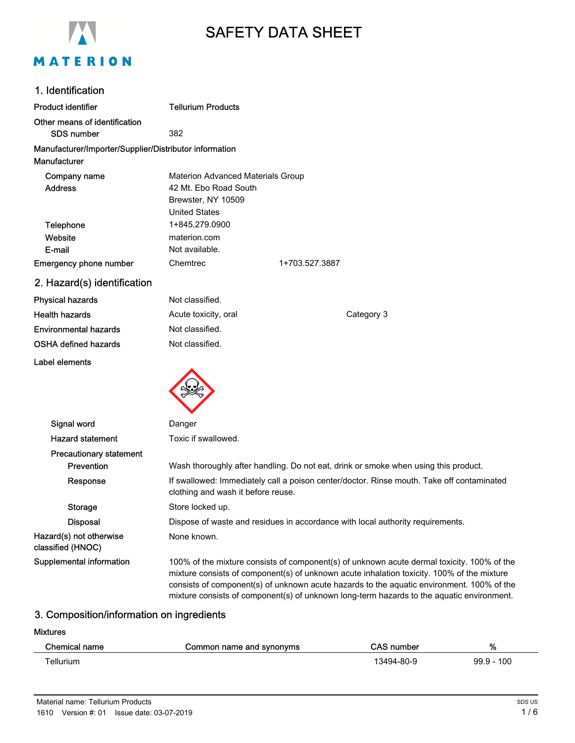# SAFETY DATA SHEET

## 1. Identification

| | |
|---|---|
| Product identifier | Tellurium Products |
| Other means of identification | |
| SDS number | 382 |

**Manufacturer/Importer/Supplier/Distributor information**

**Manufacturer**

| | | |
|---|---|---|
| Company name | Materion Advanced Materials Group | |
| Address | 42 Mt. Ebo Road South<br>Brewster, NY 10509<br>United States | |
| Telephone | 1+845.279.0900 | |
| Website | materion.com | |
| E-mail | Not available. | |
| Emergency phone number | Chemtrec | 1+703.527.3887 |

## 2. Hazard(s) identification

| | | |
|---|---|---|
| Physical hazards | Not classified. | |
| Health hazards | Acute toxicity, oral | Category 3 |
| Environmental hazards | Not classified. | |
| OSHA defined hazards | Not classified. | |

**Label elements**

| | |
|---|---|
| Signal word | Danger |
| Hazard statement | Toxic if swallowed. |
| **Precautionary statement** | |
| Prevention | Wash thoroughly after handling. Do not eat, drink or smoke when using this product. |
| Response | If swallowed: Immediately call a poison center/doctor. Rinse mouth. Take off contaminated clothing and wash it before reuse. |
| Storage | Store locked up. |
| Disposal | Dispose of waste and residues in accordance with local authority requirements. |
| Hazard(s) not otherwise classified (HNOC) | None known. |
| Supplemental information | 100% of the mixture consists of component(s) of unknown acute dermal toxicity. 100% of the mixture consists of component(s) of unknown acute inhalation toxicity. 100% of the mixture consists of component(s) of unknown acute hazards to the aquatic environment. 100% of the mixture consists of component(s) of unknown long-term hazards to the aquatic environment. |

## 3. Composition/information on ingredients

**Mixtures**

| Chemical name | Common name and synonyms | CAS number | % |
|---|---|---|---|
| Tellurium | | 13494-80-9 | 99.9 - 100 |

Material name: Tellurium Products
1610 Version #: 01 Issue date: 03-07-2019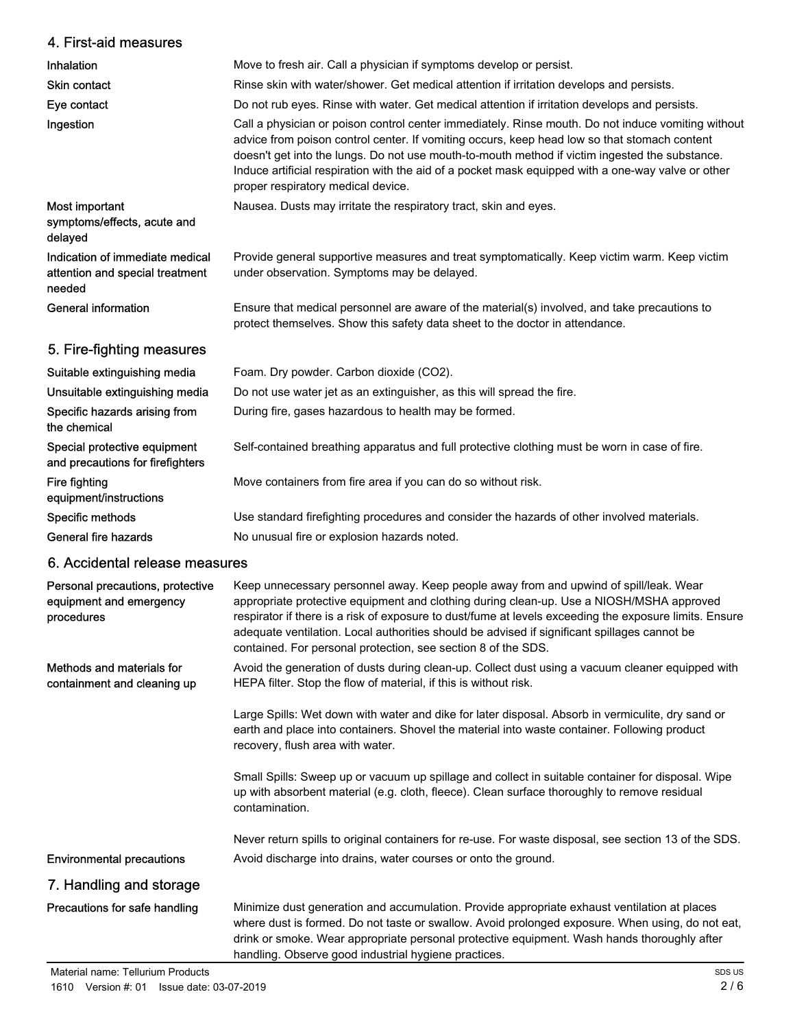## 4. First-aid measures

| | |
|---|---|
| **Inhalation** | Move to fresh air. Call a physician if symptoms develop or persist. |
| **Skin contact** | Rinse skin with water/shower. Get medical attention if irritation develops and persists. |
| **Eye contact** | Do not rub eyes. Rinse with water. Get medical attention if irritation develops and persists. |
| **Ingestion** | Call a physician or poison control center immediately. Rinse mouth. Do not induce vomiting without advice from poison control center. If vomiting occurs, keep head low so that stomach content doesn't get into the lungs. Do not use mouth-to-mouth method if victim ingested the substance. Induce artificial respiration with the aid of a pocket mask equipped with a one-way valve or other proper respiratory medical device. |
| **Most important symptoms/effects, acute and delayed** | Nausea. Dusts may irritate the respiratory tract, skin and eyes. |
| **Indication of immediate medical attention and special treatment needed** | Provide general supportive measures and treat symptomatically. Keep victim warm. Keep victim under observation. Symptoms may be delayed. |
| **General information** | Ensure that medical personnel are aware of the material(s) involved, and take precautions to protect themselves. Show this safety data sheet to the doctor in attendance. |

## 5. Fire-fighting measures

| | |
|---|---|
| **Suitable extinguishing media** | Foam. Dry powder. Carbon dioxide ($CO_2$). |
| **Unsuitable extinguishing media** | Do not use water jet as an extinguisher, as this will spread the fire. |
| **Specific hazards arising from the chemical** | During fire, gases hazardous to health may be formed. |
| **Special protective equipment and precautions for firefighters** | Self-contained breathing apparatus and full protective clothing must be worn in case of fire. |
| **Fire fighting equipment/instructions** | Move containers from fire area if you can do so without risk. |
| **Specific methods** | Use standard firefighting procedures and consider the hazards of other involved materials. |
| **General fire hazards** | No unusual fire or explosion hazards noted. |

## 6. Accidental release measures

| | |
|---|---|
| **Personal precautions, protective equipment and emergency procedures** | Keep unnecessary personnel away. Keep people away from and upwind of spill/leak. Wear appropriate protective equipment and clothing during clean-up. Use a NIOSH/MSHA approved respirator if there is a risk of exposure to dust/fume at levels exceeding the exposure limits. Ensure adequate ventilation. Local authorities should be advised if significant spillages cannot be contained. For personal protection, see section 8 of the SDS. |
| **Methods and materials for containment and cleaning up** | Avoid the generation of dusts during clean-up. Collect dust using a vacuum cleaner equipped with HEPA filter. Stop the flow of material, if this is without risk.<br><br>Large Spills: Wet down with water and dike for later disposal. Absorb in vermiculite, dry sand or earth and place into containers. Shovel the material into waste container. Following product recovery, flush area with water.<br><br>Small Spills: Sweep up or vacuum up spillage and collect in suitable container for disposal. Wipe up with absorbent material (e.g. cloth, fleece). Clean surface thoroughly to remove residual contamination.<br><br>Never return spills to original containers for re-use. For waste disposal, see section 13 of the SDS. |
| **Environmental precautions** | Avoid discharge into drains, water courses or onto the ground. |

## 7. Handling and storage

| | |
|---|---|
| **Precautions for safe handling** | Minimize dust generation and accumulation. Provide appropriate exhaust ventilation at places where dust is formed. Do not taste or swallow. Avoid prolonged exposure. When using, do not eat, drink or smoke. Wear appropriate personal protective equipment. Wash hands thoroughly after handling. Observe good industrial hygiene practices. |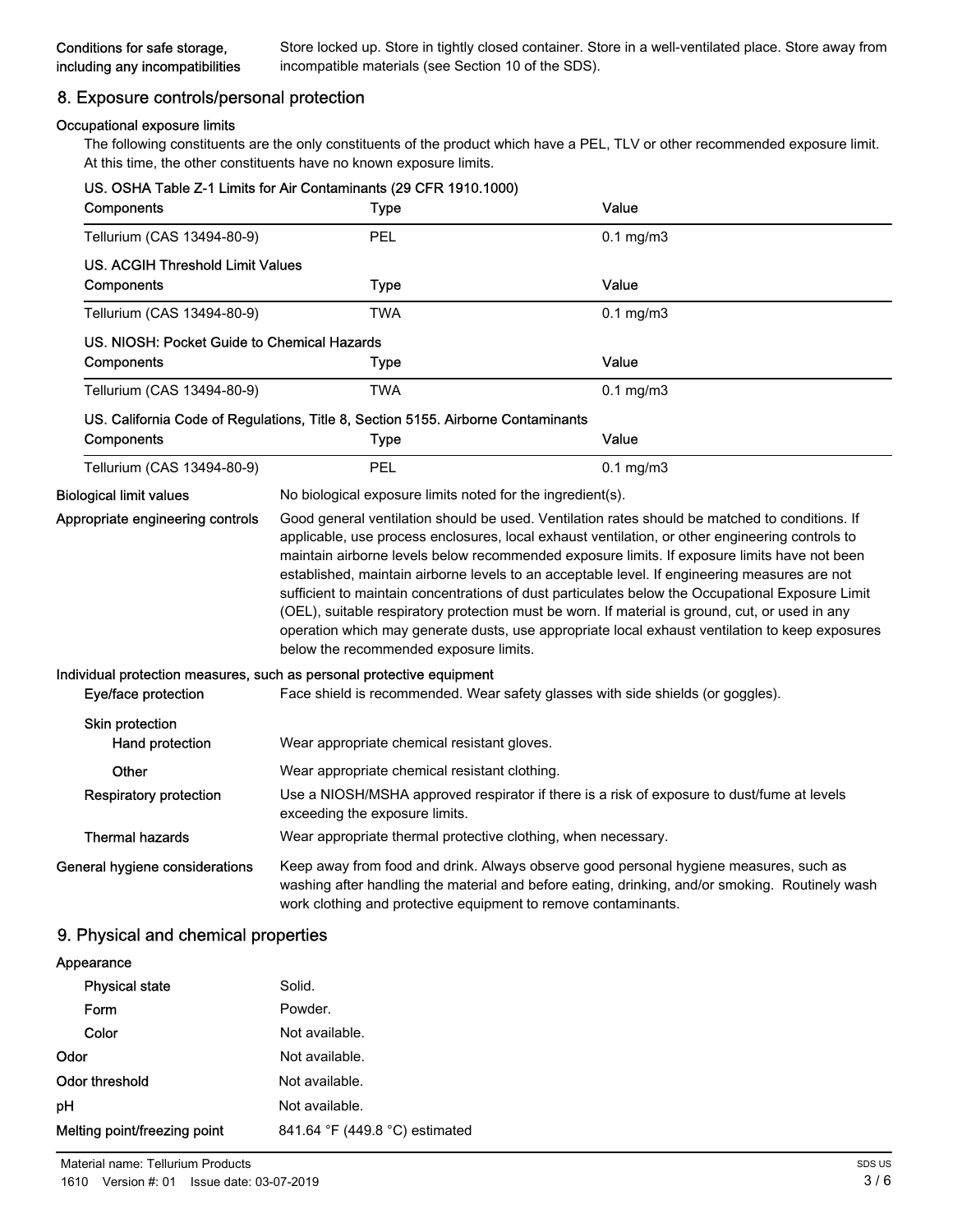**Conditions for safe storage, including any incompatibilities** Store locked up. Store in tightly closed container. Store in a well-ventilated place. Store away from incompatible materials (see Section 10 of the SDS).

## 8. Exposure controls/personal protection

**Occupational exposure limits**

The following constituents are the only constituents of the product which have a PEL, TLV or other recommended exposure limit. At this time, the other constituents have no known exposure limits.

**US. OSHA Table Z-1 Limits for Air Contaminants (29 CFR 1910.1000)**

| Components | Type | Value |
|---|---|---|
| Tellurium (CAS 13494-80-9) | PEL | 0.1 mg/m3 |

**US. ACGIH Threshold Limit Values**

| Components | Type | Value |
|---|---|---|
| Tellurium (CAS 13494-80-9) | TWA | 0.1 mg/m3 |

**US. NIOSH: Pocket Guide to Chemical Hazards**

| Components | Type | Value |
|---|---|---|
| Tellurium (CAS 13494-80-9) | TWA | 0.1 mg/m3 |

**US. California Code of Regulations, Title 8, Section 5155. Airborne Contaminants**

| Components | Type | Value |
|---|---|---|
| Tellurium (CAS 13494-80-9) | PEL | 0.1 mg/m3 |

**Biological limit values** No biological exposure limits noted for the ingredient(s).

**Appropriate engineering controls** Good general ventilation should be used. Ventilation rates should be matched to conditions. If applicable, use process enclosures, local exhaust ventilation, or other engineering controls to maintain airborne levels below recommended exposure limits. If exposure limits have not been established, maintain airborne levels to an acceptable level. If engineering measures are not sufficient to maintain concentrations of dust particulates below the Occupational Exposure Limit (OEL), suitable respiratory protection must be worn. If material is ground, cut, or used in any operation which may generate dusts, use appropriate local exhaust ventilation to keep exposures below the recommended exposure limits.

**Individual protection measures, such as personal protective equipment**

**Eye/face protection** Face shield is recommended. Wear safety glasses with side shields (or goggles).

**Skin protection**

**Hand protection** Wear appropriate chemical resistant gloves.

**Other** Wear appropriate chemical resistant clothing.

**Respiratory protection** Use a NIOSH/MSHA approved respirator if there is a risk of exposure to dust/fume at levels exceeding the exposure limits.

**Thermal hazards** Wear appropriate thermal protective clothing, when necessary.

**General hygiene considerations** Keep away from food and drink. Always observe good personal hygiene measures, such as washing after handling the material and before eating, drinking, and/or smoking. Routinely wash work clothing and protective equipment to remove contaminants.

## 9. Physical and chemical properties

**Appearance**

**Physical state** Solid.

**Form** Powder.

**Color** Not available.

**Odor** Not available.

**Odor threshold** Not available.

**pH** Not available.

**Melting point/freezing point** 841.64 °F (449.8 °C) estimated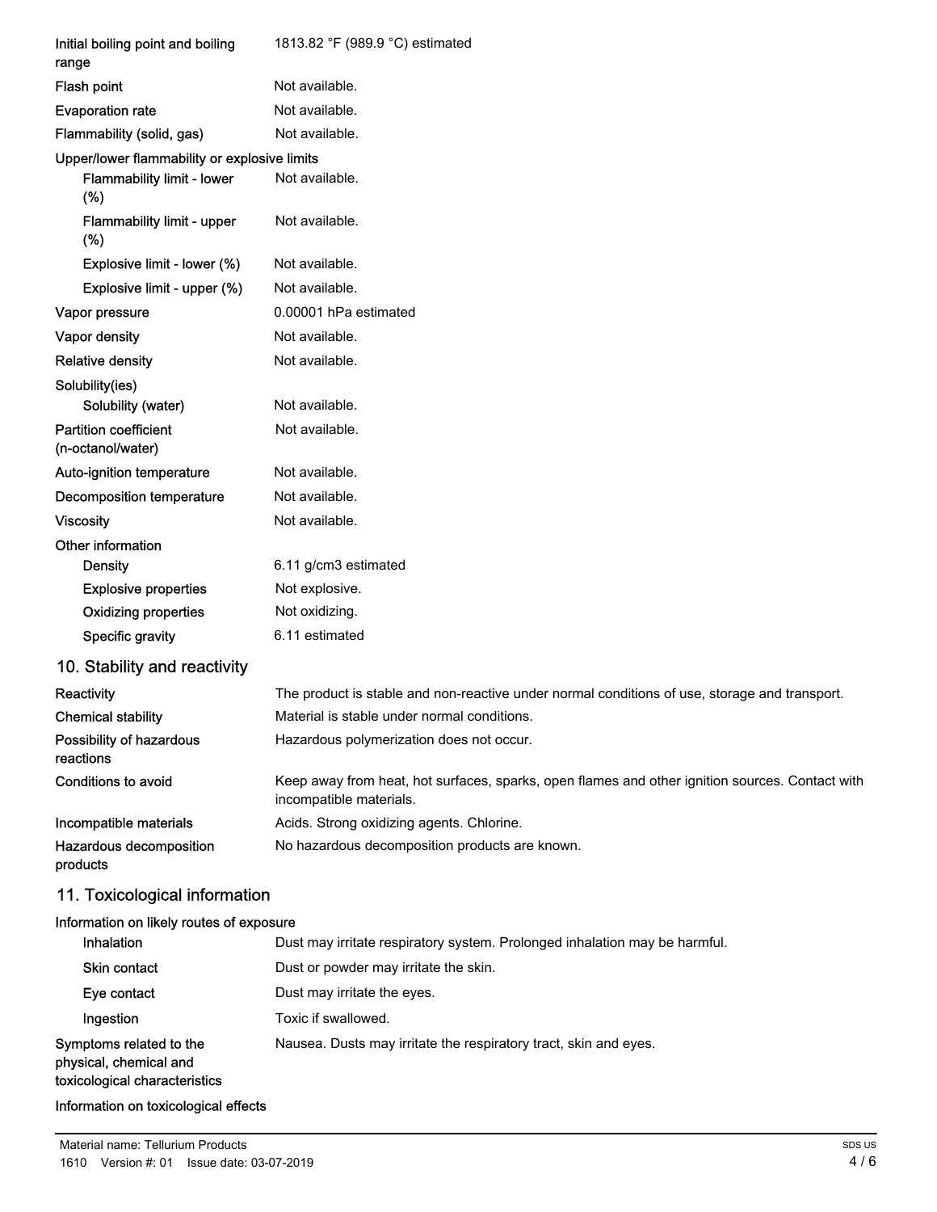| | |
|---|---|
| Initial boiling point and boiling range | 1813.82 °F (989.9 °C) estimated |
| Flash point | Not available. |
| Evaporation rate | Not available. |
| Flammability (solid, gas) | Not available. |
| Upper/lower flammability or explosive limits | |
| Flammability limit - lower (%) | Not available. |
| Flammability limit - upper (%) | Not available. |
| Explosive limit - lower (%) | Not available. |
| Explosive limit - upper (%) | Not available. |
| Vapor pressure | 0.00001 hPa estimated |
| Vapor density | Not available. |
| Relative density | Not available. |
| Solubility(ies) | |
| Solubility (water) | Not available. |
| Partition coefficient (n-octanol/water) | Not available. |
| Auto-ignition temperature | Not available. |
| Decomposition temperature | Not available. |
| Viscosity | Not available. |
| Other information | |
| Density | 6.11 g/cm3 estimated |
| Explosive properties | Not explosive. |
| Oxidizing properties | Not oxidizing. |
| Specific gravity | 6.11 estimated |

## 10. Stability and reactivity

| | |
|---|---|
| Reactivity | The product is stable and non-reactive under normal conditions of use, storage and transport. |
| Chemical stability | Material is stable under normal conditions. |
| Possibility of hazardous reactions | Hazardous polymerization does not occur. |
| Conditions to avoid | Keep away from heat, hot surfaces, sparks, open flames and other ignition sources. Contact with incompatible materials. |
| Incompatible materials | Acids. Strong oxidizing agents. Chlorine. |
| Hazardous decomposition products | No hazardous decomposition products are known. |

## 11. Toxicological information

| | |
|---|---|
| Information on likely routes of exposure | |
| Inhalation | Dust may irritate respiratory system. Prolonged inhalation may be harmful. |
| Skin contact | Dust or powder may irritate the skin. |
| Eye contact | Dust may irritate the eyes. |
| Ingestion | Toxic if swallowed. |
| Symptoms related to the physical, chemical and toxicological characteristics | Nausea. Dusts may irritate the respiratory tract, skin and eyes. |

Information on toxicological effects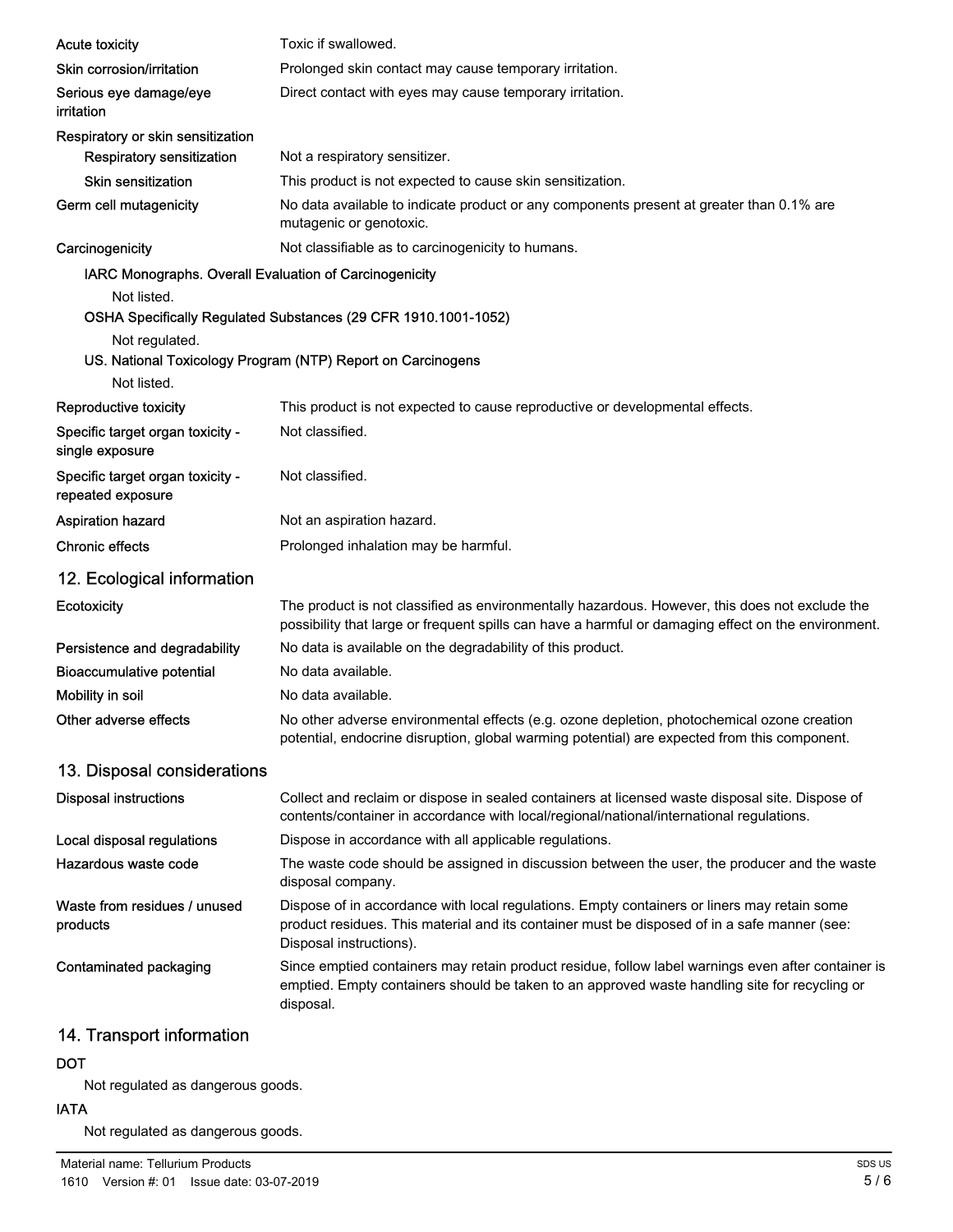| | |
|---|---|
| **Acute toxicity** | Toxic if swallowed. |
| **Skin corrosion/irritation** | Prolonged skin contact may cause temporary irritation. |
| **Serious eye damage/eye irritation** | Direct contact with eyes may cause temporary irritation. |
| **Respiratory or skin sensitization** | |
| **Respiratory sensitization** | Not a respiratory sensitizer. |
| **Skin sensitization** | This product is not expected to cause skin sensitization. |
| **Germ cell mutagenicity** | No data available to indicate product or any components present at greater than 0.1% are mutagenic or genotoxic. |
| **Carcinogenicity** | Not classifiable as to carcinogenicity to humans. |

**IARC Monographs. Overall Evaluation of Carcinogenicity**

Not listed.

**OSHA Specifically Regulated Substances (29 CFR 1910.1001-1052)**

Not regulated.

**US. National Toxicology Program (NTP) Report on Carcinogens**

Not listed.

| | |
|---|---|
| **Reproductive toxicity** | This product is not expected to cause reproductive or developmental effects. |
| **Specific target organ toxicity - single exposure** | Not classified. |
| **Specific target organ toxicity - repeated exposure** | Not classified. |
| **Aspiration hazard** | Not an aspiration hazard. |
| **Chronic effects** | Prolonged inhalation may be harmful. |

## 12. Ecological information

| | |
|---|---|
| **Ecotoxicity** | The product is not classified as environmentally hazardous. However, this does not exclude the possibility that large or frequent spills can have a harmful or damaging effect on the environment. |
| **Persistence and degradability** | No data is available on the degradability of this product. |
| **Bioaccumulative potential** | No data available. |
| **Mobility in soil** | No data available. |
| **Other adverse effects** | No other adverse environmental effects (e.g. ozone depletion, photochemical ozone creation potential, endocrine disruption, global warming potential) are expected from this component. |

## 13. Disposal considerations

| | |
|---|---|
| **Disposal instructions** | Collect and reclaim or dispose in sealed containers at licensed waste disposal site. Dispose of contents/container in accordance with local/regional/national/international regulations. |
| **Local disposal regulations** | Dispose in accordance with all applicable regulations. |
| **Hazardous waste code** | The waste code should be assigned in discussion between the user, the producer and the waste disposal company. |
| **Waste from residues / unused products** | Dispose of in accordance with local regulations. Empty containers or liners may retain some product residues. This material and its container must be disposed of in a safe manner (see: Disposal instructions). |
| **Contaminated packaging** | Since emptied containers may retain product residue, follow label warnings even after container is emptied. Empty containers should be taken to an approved waste handling site for recycling or disposal. |

## 14. Transport information

**DOT**

Not regulated as dangerous goods.

**IATA**

Not regulated as dangerous goods.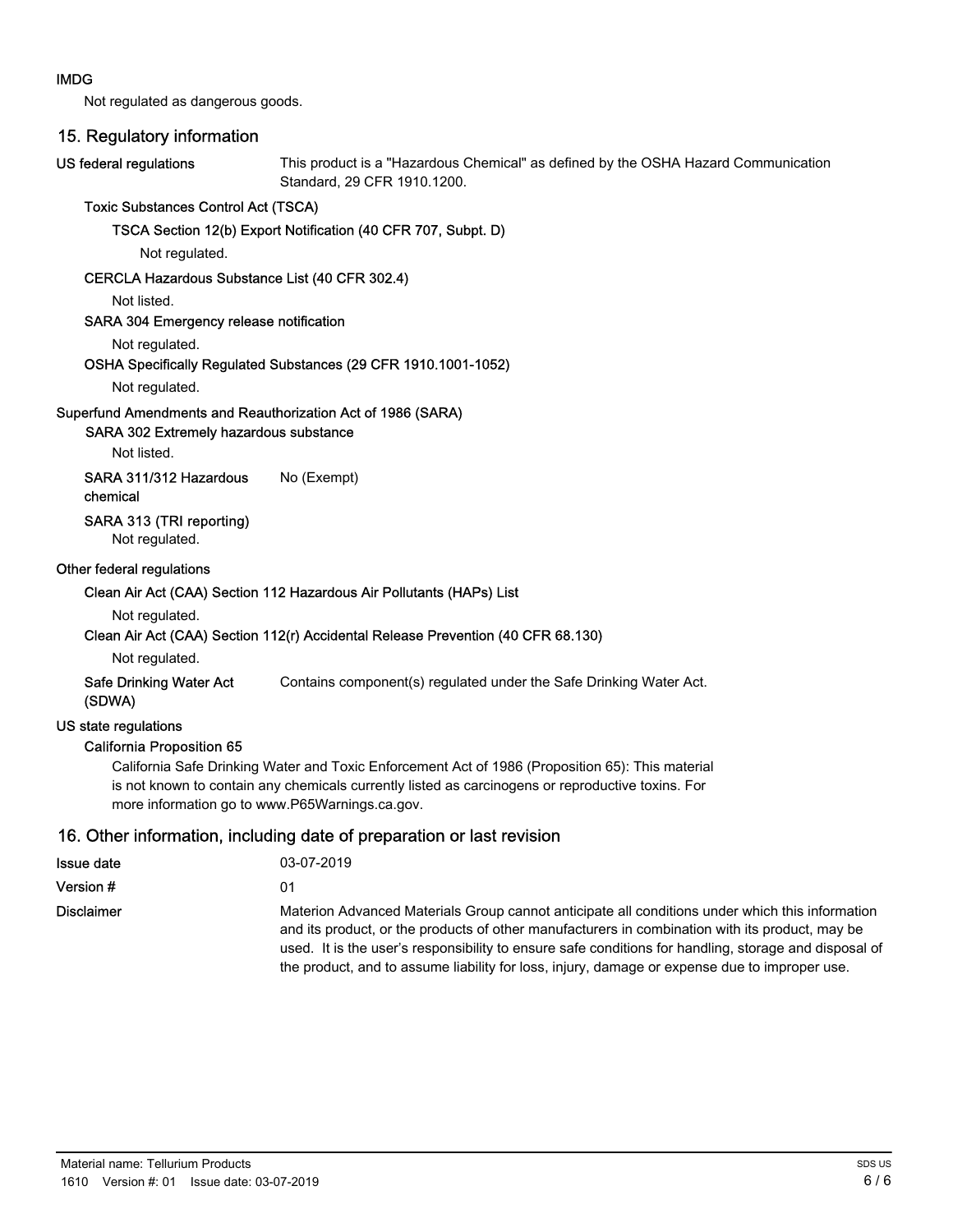**IMDG**

Not regulated as dangerous goods.

## 15. Regulatory information

**US federal regulations** This product is a "Hazardous Chemical" as defined by the OSHA Hazard Communication Standard, 29 CFR 1910.1200.

**Toxic Substances Control Act (TSCA)**

**TSCA Section 12(b) Export Notification (40 CFR 707, Subpt. D)**

Not regulated.

**CERCLA Hazardous Substance List (40 CFR 302.4)**

Not listed.

**SARA 304 Emergency release notification**

Not regulated.

**OSHA Specifically Regulated Substances (29 CFR 1910.1001-1052)**

Not regulated.

**Superfund Amendments and Reauthorization Act of 1986 (SARA)**

**SARA 302 Extremely hazardous substance**

Not listed.

**SARA 311/312 Hazardous chemical** No (Exempt)

**SARA 313 (TRI reporting)**

Not regulated.

**Other federal regulations**

**Clean Air Act (CAA) Section 112 Hazardous Air Pollutants (HAPs) List**

Not regulated.

**Clean Air Act (CAA) Section 112(r) Accidental Release Prevention (40 CFR 68.130)**

Not regulated.

**Safe Drinking Water Act (SDWA)** Contains component(s) regulated under the Safe Drinking Water Act.

**US state regulations**

**California Proposition 65**

California Safe Drinking Water and Toxic Enforcement Act of 1986 (Proposition 65): This material is not known to contain any chemicals currently listed as carcinogens or reproductive toxins. For more information go to www.P65Warnings.ca.gov.

## 16. Other information, including date of preparation or last revision

**Issue date** 03-07-2019

**Version #** 01

**Disclaimer** Materion Advanced Materials Group cannot anticipate all conditions under which this information and its product, or the products of other manufacturers in combination with its product, may be used. It is the user's responsibility to ensure safe conditions for handling, storage and disposal of the product, and to assume liability for loss, injury, damage or expense due to improper use.